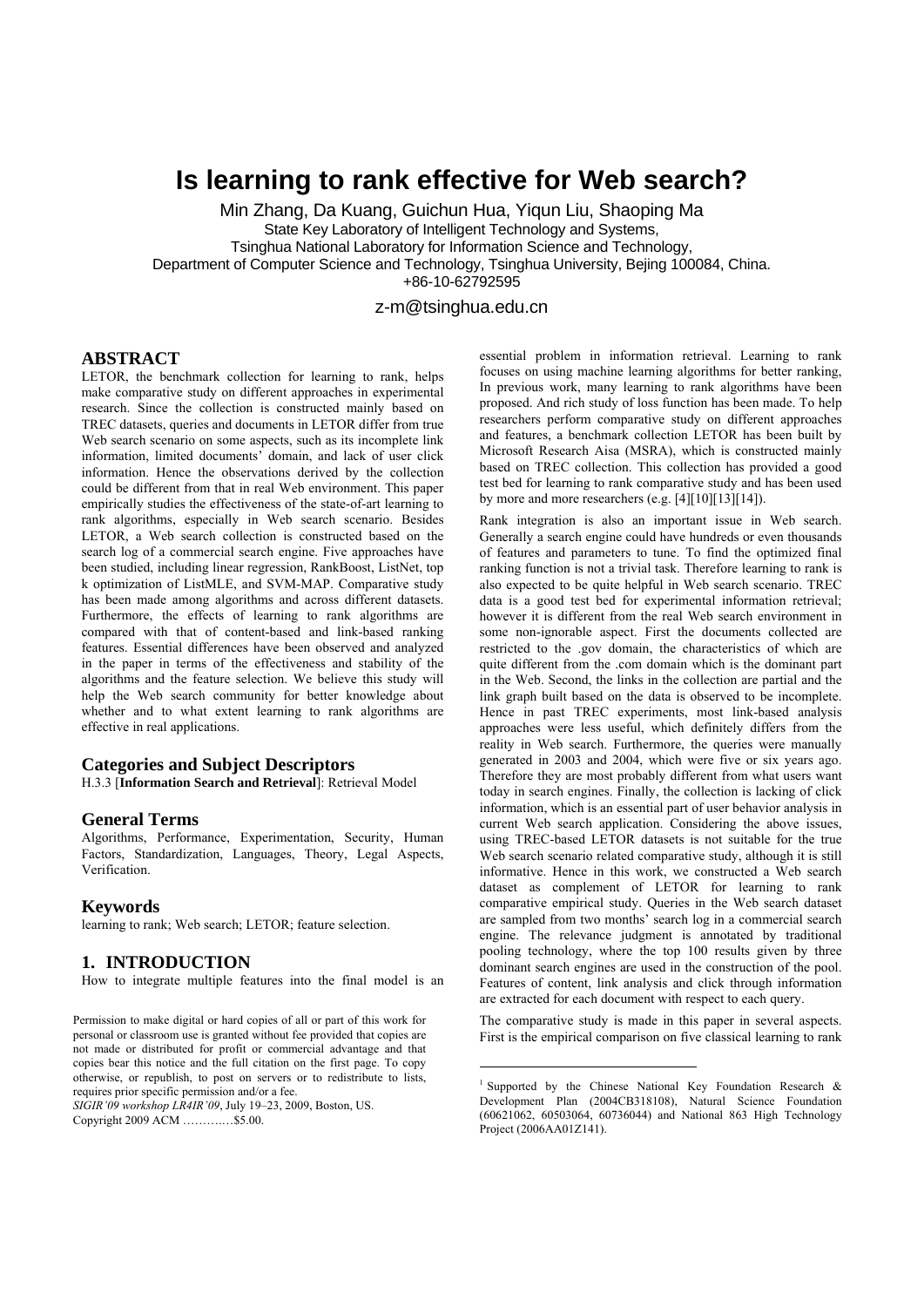// Is learning to rank effective for Web search?

Min Zhang, Da Kuang, Guichun Hua, Yiqun Liu, Shaoping Ma

State Key Laboratory of Intelligent Technology and Systems,

Tsinghua National Laboratory for Information Science and Technology,

Department of Computer Science and Technology, Tsinghua University, Bejing 100084, China.

+86-10-62792595

z-m@tsinghua.edu.cn

## ABSTRACT

LETOR, the benchmark collection for learning to rank, helps make comparative study on different approaches in experimental research. Since the collection is constructed mainly based on TREC datasets, queries and documents in LETOR differ from true Web search scenario on some aspects, such as its incomplete link information, limited documents' domain, and lack of user click information. Hence the observations derived by the collection could be different from that in real Web environment. This paper empirically studies the effectiveness of the state-of-art learning to rank algorithms, especially in Web search scenario. Besides LETOR, a Web search collection is constructed based on the search log of a commercial search engine. Five approaches have been studied, including linear regression, RankBoost, ListNet, top k optimization of ListMLE, and SVM-MAP. Comparative study has been made among algorithms and across different datasets. Furthermore, the effects of learning to rank algorithms are compared with that of content-based and link-based ranking features. Essential differences have been observed and analyzed in the paper in terms of the effectiveness and stability of the algorithms and the feature selection. We believe this study will help the Web search community for better knowledge about whether and to what extent learning to rank algorithms are effective in real applications.

### Categories and Subject Descriptors

H.3.3 [**Information Search and Retrieval**]: Retrieval Model

### General Terms

Algorithms, Performance, Experimentation, Security, Human Factors, Standardization, Languages, Theory, Legal Aspects, Verification.

### Keywords

learning to rank; Web search; LETOR; feature selection.

## 1. INTRODUCTION

How to integrate multiple features into the final model is an essential problem in information retrieval. Learning to rank focuses on using machine learning algorithms for better ranking, In previous work, many learning to rank algorithms have been proposed. And rich study of loss function has been made. To help researchers perform comparative study on different approaches and features, a benchmark collection LETOR has been built by Microsoft Research Aisa (MSRA), which is constructed mainly based on TREC collection. This collection has provided a good test bed for learning to rank comparative study and has been used by more and more researchers (e.g. [4][10][13][14]).

Rank integration is also an important issue in Web search. Generally a search engine could have hundreds or even thousands of features and parameters to tune. To find the optimized final ranking function is not a trivial task. Therefore learning to rank is also expected to be quite helpful in Web search scenario. TREC data is a good test bed for experimental information retrieval; however it is different from the real Web search environment in some non-ignorable aspect. First the documents collected are restricted to the .gov domain, the characteristics of which are quite different from the .com domain which is the dominant part in the Web. Second, the links in the collection are partial and the link graph built based on the data is observed to be incomplete. Hence in past TREC experiments, most link-based analysis approaches were less useful, which definitely differs from the reality in Web search. Furthermore, the queries were manually generated in 2003 and 2004, which were five or six years ago. Therefore they are most probably different from what users want today in search engines. Finally, the collection is lacking of click information, which is an essential part of user behavior analysis in current Web search application. Considering the above issues, using TREC-based LETOR datasets is not suitable for the true Web search scenario related comparative study, although it is still informative. Hence in this work, we constructed a Web search dataset as complement of LETOR for learning to rank comparative empirical study. Queries in the Web search dataset are sampled from two months' search log in a commercial search engine. The relevance judgment is annotated by traditional pooling technology, where the top 100 results given by three dominant search engines are used in the construction of the pool. Features of content, link analysis and click through information are extracted for each document with respect to each query.

The comparative study is made in this paper in several aspects. First is the empirical comparison on five classical learning to rank

Permission to make digital or hard copies of all or part of this work for personal or classroom use is granted without fee provided that copies are not made or distributed for profit or commercial advantage and that copies bear this notice and the full citation on the first page. To copy otherwise, or republish, to post on servers or to redistribute to lists, requires prior specific permission and/or a fee.
*SIGIR'09 workshop LR4IR'09*, July 19–23, 2009, Boston, US.
Copyright 2009 ACM …………$5.00.

[1] Supported by the Chinese National Key Foundation Research & Development Plan (2004CB318108), Natural Science Foundation (60621062, 60503064, 60736044) and National 863 High Technology Project (2006AA01Z141).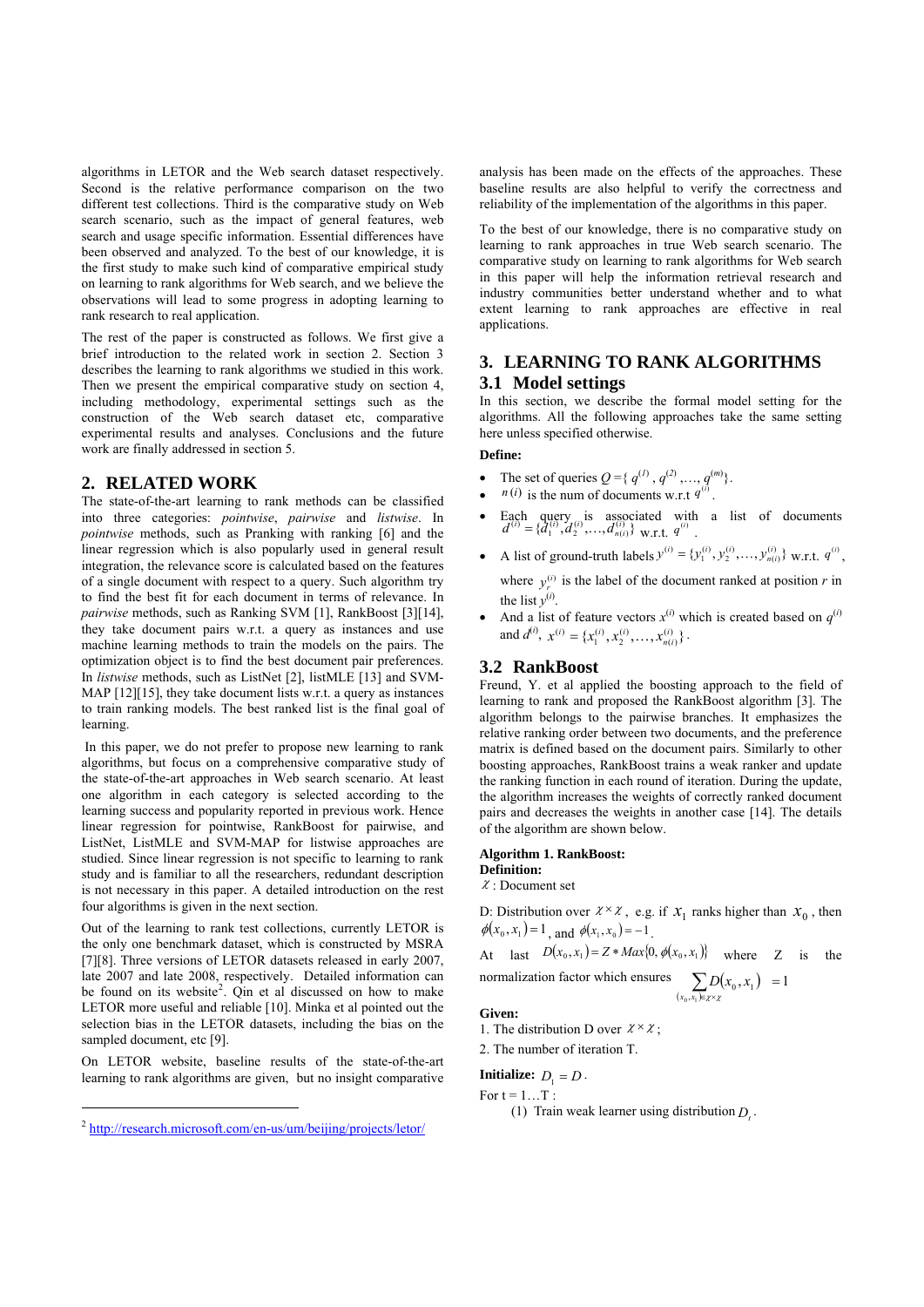algorithms in LETOR and the Web search dataset respectively. Second is the relative performance comparison on the two different test collections. Third is the comparative study on Web search scenario, such as the impact of general features, web search and usage specific information. Essential differences have been observed and analyzed. To the best of our knowledge, it is the first study to make such kind of comparative empirical study on learning to rank algorithms for Web search, and we believe the observations will lead to some progress in adopting learning to rank research to real application.

The rest of the paper is constructed as follows. We first give a brief introduction to the related work in section 2. Section 3 describes the learning to rank algorithms we studied in this work. Then we present the empirical comparative study on section 4, including methodology, experimental settings such as the construction of the Web search dataset etc, comparative experimental results and analyses. Conclusions and the future work are finally addressed in section 5.

## 2. RELATED WORK

The state-of-the-art learning to rank methods can be classified into three categories: *pointwise*, *pairwise* and *listwise*. In *pointwise* methods, such as Pranking with ranking [6] and the linear regression which is also popularly used in general result integration, the relevance score is calculated based on the features of a single document with respect to a query. Such algorithm try to find the best fit for each document in terms of relevance. In *pairwise* methods, such as Ranking SVM [1], RankBoost [3][14], they take document pairs w.r.t. a query as instances and use machine learning methods to train the models on the pairs. The optimization object is to find the best document pair preferences. In *listwise* methods, such as ListNet [2], listMLE [13] and SVM-MAP [12][15], they take document lists w.r.t. a query as instances to train ranking models. The best ranked list is the final goal of learning.

In this paper, we do not prefer to propose new learning to rank algorithms, but focus on a comprehensive comparative study of the state-of-the-art approaches in Web search scenario. At least one algorithm in each category is selected according to the learning success and popularity reported in previous work. Hence linear regression for pointwise, RankBoost for pairwise, and ListNet, ListMLE and SVM-MAP for listwise approaches are studied. Since linear regression is not specific to learning to rank study and is familiar to all the researchers, redundant description is not necessary in this paper. A detailed introduction on the rest four algorithms is given in the next section.

Out of the learning to rank test collections, currently LETOR is the only one benchmark dataset, which is constructed by MSRA [7][8]. Three versions of LETOR datasets released in early 2007, late 2007 and late 2008, respectively. Detailed information can be found on its website[2]. Qin et al discussed on how to make LETOR more useful and reliable [10]. Minka et al pointed out the selection bias in the LETOR datasets, including the bias on the sampled document, etc [9].

On LETOR website, baseline results of the state-of-the-art learning to rank algorithms are given, but no insight comparative analysis has been made on the effects of the approaches. These baseline results are also helpful to verify the correctness and reliability of the implementation of the algorithms in this paper.

To the best of our knowledge, there is no comparative study on learning to rank approaches in true Web search scenario. The comparative study on learning to rank algorithms for Web search in this paper will help the information retrieval research and industry communities better understand whether and to what extent learning to rank approaches are effective in real applications.

## 3. LEARNING TO RANK ALGORITHMS

### 3.1 Model settings

In this section, we describe the formal model setting for the algorithms. All the following approaches take the same setting here unless specified otherwise.

**Define:**

- The set of queries $Q = \{ q^{(1)}, q^{(2)}, \ldots, q^{(m)} \}$.
- $n(i)$ is the num of documents w.r.t $q^{(i)}$.
- Each query is associated with a list of documents $d^{(i)} = \{d_1^{(i)}, d_2^{(i)}, \ldots, d_{n(i)}^{(i)}\}$ w.r.t. $q^{(i)}$.
- A list of ground-truth labels $y^{(i)} = \{y_1^{(i)}, y_2^{(i)}, \ldots, y_{n(i)}^{(i)}\}$ w.r.t. $q^{(i)}$, where $y_r^{(i)}$ is the label of the document ranked at position $r$ in the list $y^{(i)}$.
- And a list of feature vectors $x^{(i)}$ which is created based on $q^{(i)}$ and $d^{(i)}$, $x^{(i)} = \{x_1^{(i)}, x_2^{(i)}, \ldots, x_{n(i)}^{(i)}\}$.

### 3.2 RankBoost

Freund, Y. et al applied the boosting approach to the field of learning to rank and proposed the RankBoost algorithm [3]. The algorithm belongs to the pairwise branches. It emphasizes the relative ranking order between two documents, and the preference matrix is defined based on the document pairs. Similarly to other boosting approaches, RankBoost trains a weak ranker and update the ranking function in each round of iteration. During the update, the algorithm increases the weights of correctly ranked document pairs and decreases the weights in another case [14]. The details of the algorithm are shown below.

**Algorithm 1. RankBoost:**
**Definition:**
$\mathcal{X}$ : Document set

D: Distribution over $\mathcal{X} \times \mathcal{X}$, e.g. if $x_1$ ranks higher than $x_0$, then $\phi(x_0, x_1) = 1$, and $\phi(x_1, x_0) = -1$.

At last $D(x_0, x_1) = Z * Max\{0, \phi(x_0, x_1)\}$ where Z is the normalization factor which ensures $\sum_{(x_0, x_1) \in \mathcal{X} \times \mathcal{X}} D(x_0, x_1) = 1$

**Given:**
1. The distribution D over $\mathcal{X} \times \mathcal{X}$;
2. The number of iteration T.

**Initialize:** $D_1 = D$.

For t = 1…T :

(1) Train weak learner using distribution $D_t$.

---

[2] http://research.microsoft.com/en-us/um/beijing/projects/letor/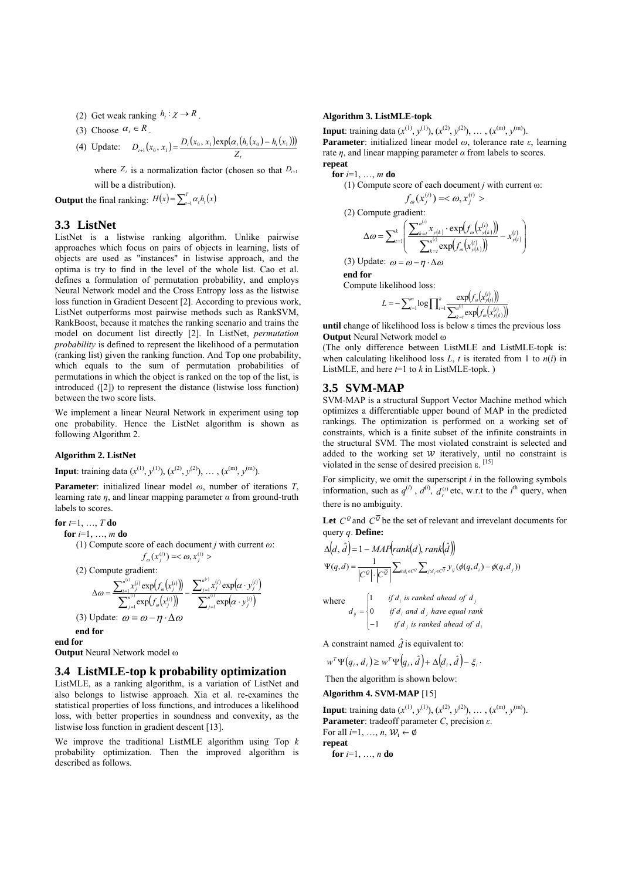(2) Get weak ranking $h_t : \chi \to R$.

(3) Choose $\alpha_t \in R$.

(4) Update: $D_{t+1}(x_0, x_1) = \frac{D_t(x_0, x_1)\exp(\alpha_t(h_t(x_0) - h_t(x_1)))}{Z_t}$

where $Z_t$ is a normalization factor (chosen so that $D_{t+1}$ will be a distribution).

**Output** the final ranking: $H(x) = \sum_{t=1}^{T} \alpha_t h_t(x)$

## 3.3 ListNet

ListNet is a listwise ranking algorithm. Unlike pairwise approaches which focus on pairs of objects in learning, lists of objects are used as "instances" in listwise approach, and the optima is try to find in the level of the whole list. Cao et al. defines a formulation of permutation probability, and employs Neural Network model and the Cross Entropy loss as the listwise loss function in Gradient Descent [2]. According to previous work, ListNet outperforms most pairwise methods such as RankSVM, RankBoost, because it matches the ranking scenario and trains the model on document list directly [2]. In ListNet, *permutation probability* is defined to represent the likelihood of a permutation (ranking list) given the ranking function. And Top one probability, which equals to the sum of permutation probabilities of permutations in which the object is ranked on the top of the list, is introduced ([2]) to represent the distance (listwise loss function) between the two score lists.

We implement a linear Neural Network in experiment using top one probability. Hence the ListNet algorithm is shown as following Algorithm 2.

**Algorithm 2. ListNet**

**Input**: training data $(x^{(1)}, y^{(1)}), (x^{(2)}, y^{(2)}), \dots, (x^{(m)}, y^{(m)})$.

**Parameter**: initialized linear model $\omega$, number of iterations $T$, learning rate $\eta$, and linear mapping parameter $\alpha$ from ground-truth labels to scores.

**for** $t$=1, …, $T$ **do**

  **for** $i$=1, …, $m$ **do**

    (1) Compute score of each document $j$ with current $\omega$:

$$f_\omega(x_j^{(i)}) = <\omega, x_j^{(i)}>$$

    (2) Compute gradient:

$$\Delta\omega = \frac{\sum_{j=1}^{n^{(i)}} x_j^{(i)} \exp\left(f_\omega\left(x_j^{(i)}\right)\right)}{\sum_{j=1}^{n^{(i)}} \exp\left(f_\omega\left(x_j^{(i)}\right)\right)} - \frac{\sum_{j=1}^{n^{(i)}} x_j^{(i)} \exp\left(\alpha \cdot y_j^{(i)}\right)}{\sum_{j=1}^{n^{(i)}} \exp\left(\alpha \cdot y_j^{(i)}\right)}$$

    (3) Update: $\omega = \omega - \eta \cdot \Delta\omega$

  **end for**

**end for**

**Output** Neural Network model ω

## 3.4 ListMLE-top k probability optimization

ListMLE, as a ranking algorithm, is a variation of ListNet and also belongs to listwise approach. Xia et al. re-examines the statistical properties of loss functions, and introduces a likelihood loss, with better properties in soundness and convexity, as the listwise loss function in gradient descent [13].

We improve the traditional ListMLE algorithm using Top $k$ probability optimization. Then the improved algorithm is described as follows.

**Algorithm 3. ListMLE-topk**

**Input**: training data $(x^{(1)}, y^{(1)}), (x^{(2)}, y^{(2)}), \dots, (x^{(m)}, y^{(m)})$.

**Parameter**: initialized linear model $\omega$, tolerance rate $\varepsilon$, learning rate $\eta$, and linear mapping parameter $\alpha$ from labels to scores.

**repeat**

  **for** $i$=1, …, $m$ **do**

    (1) Compute score of each document $j$ with current ω:

$$f_\omega(x_j^{(i)}) = <\omega, x_j^{(i)}>$$

    (2) Compute gradient:

$$\Delta\omega = \sum_{t=1}^{k}\left(\frac{\sum_{k=t}^{n^{(i)}} x_{y(k)} \cdot \exp\left(f_\omega\left(x_{y(k)}^{(i)}\right)\right)}{\sum_{k=t}^{n^{(i)}} \exp\left(f_\omega\left(x_{y(k)}^{(i)}\right)\right)} - x_{y(t)}^{(i)}\right)$$

    (3) Update: $\omega = \omega - \eta \cdot \Delta\omega$

  **end for**

  Compute likelihood loss:

$$L = -\sum_{i=1}^{m} \log \prod_{t=1}^{k} \frac{\exp\left(f_\omega\left(x_{y(t)}^{(i)}\right)\right)}{\sum_{k=t}^{n^{(i)}} \exp\left(f_\omega\left(x_{y(k)}^{(i)}\right)\right)}$$

**until** change of likelihood loss is below ε times the previous loss

**Output** Neural Network model ω

(The only difference between ListMLE and ListMLE-topk is: when calculating likelihood loss $L$, $t$ is iterated from 1 to $n(i)$ in ListMLE, and here $t$=1 to $k$ in ListMLE-topk. )

## 3.5 SVM-MAP

SVM-MAP is a structural Support Vector Machine method which optimizes a differentiable upper bound of MAP in the predicted rankings. The optimization is performed on a working set of constraints, which is a finite subset of the infinite constraints in the structural SVM. The most violated constraint is selected and added to the working set $\mathcal{W}$ iteratively, until no constraint is violated in the sense of desired precision ε. [15]

For simplicity, we omit the superscript $i$ in the following symbols information, such as $q^{(i)}$, $d^{(i)}$, $d_r^{(i)}$ etc, w.r.t to the $i^{\text{th}}$ query, when there is no ambiguity.

**Let** $C^{Q}$ and $C^{\overline{Q}}$ be the set of relevant and irrelevant documents for query $q$. **Define:**

$$\Delta(d, \hat{d}) = 1 - MAP(rank(d), rank(\hat{d}))$$

$$\Psi(q, d) = \frac{1}{\left|C^{Q}\right| \cdot \left|C^{\overline{Q}}\right|} \sum_{i: d_i \in C^{Q}} \sum_{j: d_j \in C^{\overline{Q}}} y_{ij} (\phi(q, d_i) - \phi(q, d_j))$$

where

$$d_{ij} = \begin{cases} 1 & \textit{if } d_i \textit{ is ranked ahead of } d_j \\ 0 & \textit{if } d_i \textit{ and } d_j \textit{ have equal rank} \\ -1 & \textit{if } d_j \textit{ is ranked ahead of } d_i \end{cases}$$

A constraint named $\hat{d}$ is equivalent to:

$$w^T \Psi(q_i, d_i) \geq w^T \Psi(q_i, \hat{d}) + \Delta(d_i, \hat{d}) - \xi_i.$$

Then the algorithm is shown below:

**Algorithm 4. SVM-MAP** [15]

**Input**: training data $(x^{(1)}, y^{(1)}), (x^{(2)}, y^{(2)}), \dots, (x^{(m)}, y^{(m)})$.

**Parameter**: tradeoff parameter $C$, precision $\varepsilon$.

For all $i$=1, …, $n$, $\mathcal{W}_i \leftarrow \emptyset$

**repeat**

  **for** $i$=1, …, $n$ **do**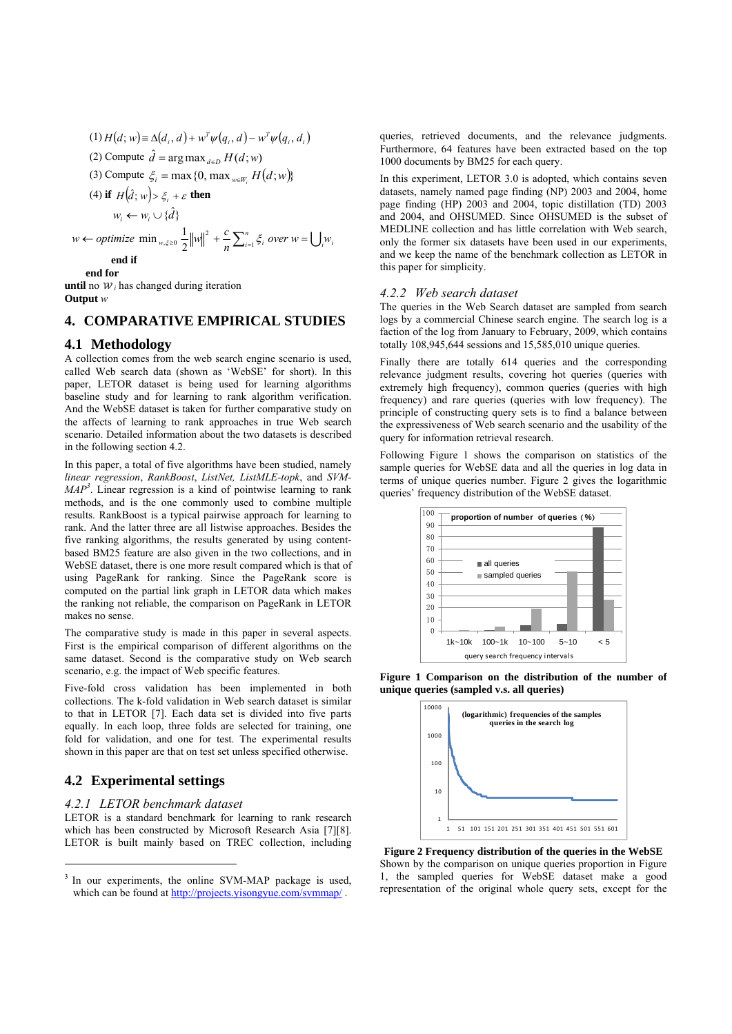(1) $H(d;w) \equiv \Delta(d_i, d) + w^T\psi(q_i, d) - w^T\psi(q_i, d_i)$

(2) Compute $\hat{d} = \arg\max_{d \in D} H(d;w)$

(3) Compute $\xi_i = \max\{0, \max_{w \in W_i} H(d;w)\}$

(4) **if** $H(\hat{d};w) > \xi_i + \varepsilon$ **then**

$w_i \leftarrow w_i \cup \{\hat{d}\}$

$$w \leftarrow optimize \min_{w,\xi \geq 0} \frac{1}{2}\|w\|^2 + \frac{c}{n}\sum_{i=1}^{n} \xi_i \ over \ w = \bigcup_i w_i$$

**end if**

**end for**

**until** no $W_i$ has changed during iteration

**Output** $w$

## 4. COMPARATIVE EMPIRICAL STUDIES

### 4.1 Methodology

A collection comes from the web search engine scenario is used, called Web search data (shown as 'WebSE' for short). In this paper, LETOR dataset is being used for learning algorithms baseline study and for learning to rank algorithm verification. And the WebSE dataset is taken for further comparative study on the affects of learning to rank approaches in true Web search scenario. Detailed information about the two datasets is described in the following section 4.2.

In this paper, a total of five algorithms have been studied, namely *linear regression*, *RankBoost*, *ListNet, ListMLE-topk*, and *SVM-MAP*[3]. Linear regression is a kind of pointwise learning to rank methods, and is the one commonly used to combine multiple results. RankBoost is a typical pairwise approach for learning to rank. And the latter three are all listwise approaches. Besides the five ranking algorithms, the results generated by using content-based BM25 feature are also given in the two collections, and in WebSE dataset, there is one more result compared which is that of using PageRank for ranking. Since the PageRank score is computed on the partial link graph in LETOR data which makes the ranking not reliable, the comparison on PageRank in LETOR makes no sense.

The comparative study is made in this paper in several aspects. First is the empirical comparison of different algorithms on the same dataset. Second is the comparative study on Web search scenario, e.g. the impact of Web specific features.

Five-fold cross validation has been implemented in both collections. The k-fold validation in Web search dataset is similar to that in LETOR [7]. Each data set is divided into five parts equally. In each loop, three folds are selected for training, one fold for validation, and one for test. The experimental results shown in this paper are that on test set unless specified otherwise.

### 4.2 Experimental settings

#### *4.2.1 LETOR benchmark dataset*

LETOR is a standard benchmark for learning to rank research which has been constructed by Microsoft Research Asia [7][8]. LETOR is built mainly based on TREC collection, including queries, retrieved documents, and the relevance judgments. Furthermore, 64 features have been extracted based on the top 1000 documents by BM25 for each query.

In this experiment, LETOR 3.0 is adopted, which contains seven datasets, namely named page finding (NP) 2003 and 2004, home page finding (HP) 2003 and 2004, topic distillation (TD) 2003 and 2004, and OHSUMED. Since OHSUMED is the subset of MEDLINE collection and has little correlation with Web search, only the former six datasets have been used in our experiments, and we keep the name of the benchmark collection as LETOR in this paper for simplicity.

#### *4.2.2 Web search dataset*

The queries in the Web Search dataset are sampled from search logs by a commercial Chinese search engine. The search log is a faction of the log from January to February, 2009, which contains totally 108,945,644 sessions and 15,585,010 unique queries.

Finally there are totally 614 queries and the corresponding relevance judgment results, covering hot queries (queries with extremely high frequency), common queries (queries with high frequency) and rare queries (queries with low frequency). The principle of constructing query sets is to find a balance between the expressiveness of Web search scenario and the usability of the query for information retrieval research.

Following Figure 1 shows the comparison on statistics of the sample queries for WebSE data and all the queries in log data in terms of unique queries number. Figure 2 gives the logarithmic queries' frequency distribution of the WebSE dataset.

**Figure 1 Comparison on the distribution of the number of unique queries (sampled v.s. all queries)**

**Figure 2 Frequency distribution of the queries in the WebSE**

Shown by the comparison on unique queries proportion in Figure 1, the sampled queries for WebSE dataset make a good representation of the original whole query sets, except for the

---

[3] In our experiments, the online SVM-MAP package is used, which can be found at http://projects.yisongyue.com/svmmap/ .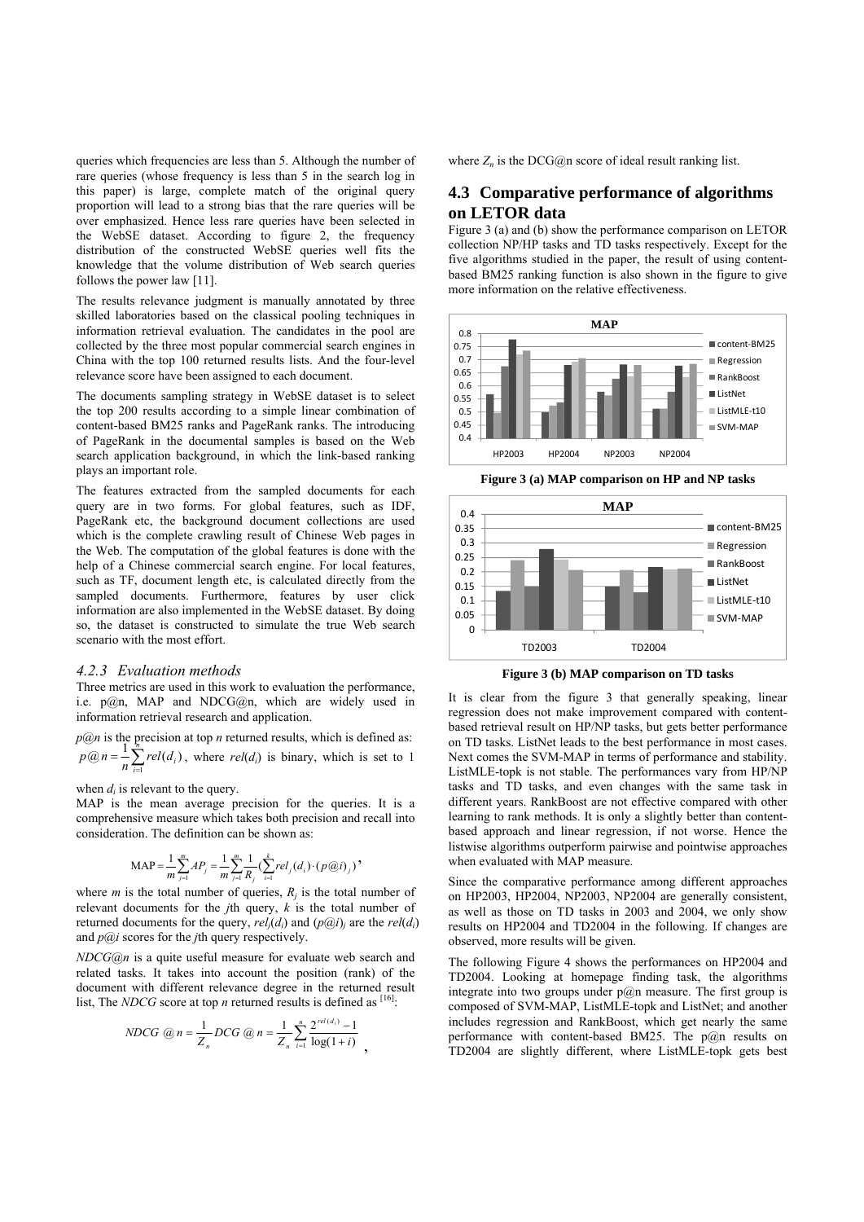queries which frequencies are less than 5. Although the number of rare queries (whose frequency is less than 5 in the search log in this paper) is large, complete match of the original query proportion will lead to a strong bias that the rare queries will be over emphasized. Hence less rare queries have been selected in the WebSE dataset. According to figure 2, the frequency distribution of the constructed WebSE queries well fits the knowledge that the volume distribution of Web search queries follows the power law [11].

The results relevance judgment is manually annotated by three skilled laboratories based on the classical pooling techniques in information retrieval evaluation. The candidates in the pool are collected by the three most popular commercial search engines in China with the top 100 returned results lists. And the four-level relevance score have been assigned to each document.

The documents sampling strategy in WebSE dataset is to select the top 200 results according to a simple linear combination of content-based BM25 ranks and PageRank ranks. The introducing of PageRank in the documental samples is based on the Web search application background, in which the link-based ranking plays an important role.

The features extracted from the sampled documents for each query are in two forms. For global features, such as IDF, PageRank etc, the background document collections are used which is the complete crawling result of Chinese Web pages in the Web. The computation of the global features is done with the help of a Chinese commercial search engine. For local features, such as TF, document length etc, is calculated directly from the sampled documents. Furthermore, features by user click information are also implemented in the WebSE dataset. By doing so, the dataset is constructed to simulate the true Web search scenario with the most effort.

### 4.2.3 Evaluation methods

Three metrics are used in this work to evaluation the performance, i.e. p@n, MAP and NDCG@n, which are widely used in information retrieval research and application.

*p@n* is the precision at top *n* returned results, which is defined as: $p@n = \frac{1}{n}\sum_{i=1}^{n} rel(d_i)$, where $rel(d_i)$ is binary, which is set to 1 when $d_i$ is relevant to the query.

MAP is the mean average precision for the queries. It is a comprehensive measure which takes both precision and recall into consideration. The definition can be shown as:

$$\text{MAP} = \frac{1}{m}\sum_{j=1}^{m} AP_j = \frac{1}{m}\sum_{j=1}^{m}\frac{1}{R_j}\left(\sum_{i=1}^{k} rel_j(d_i)\cdot(p@i)_j\right),$$

where *m* is the total number of queries, $R_j$ is the total number of relevant documents for the *j*th query, *k* is the total number of returned documents for the query, $rel_j(d_i)$ and $(p@i)_j$ are the $rel(d_i)$ and *p@i* scores for the *j*th query respectively.

*NDCG@n* is a quite useful measure for evaluate web search and related tasks. It takes into account the position (rank) of the document with different relevance degree in the returned result list, The *NDCG* score at top *n* returned results is defined as [16]:

$$NDCG\ @\ n = \frac{1}{Z_n} DCG\ @\ n = \frac{1}{Z_n}\sum_{i=1}^{n}\frac{2^{rel(d_i)}-1}{\log(1+i)},$$

where $Z_n$ is the DCG@n score of ideal result ranking list.

## 4.3 Comparative performance of algorithms on LETOR data

Figure 3 (a) and (b) show the performance comparison on LETOR collection NP/HP tasks and TD tasks respectively. Except for the five algorithms studied in the paper, the result of using content-based BM25 ranking function is also shown in the figure to give more information on the relative effectiveness.

**Figure 3 (a) MAP comparison on HP and NP tasks**

**Figure 3 (b) MAP comparison on TD tasks**

It is clear from the figure 3 that generally speaking, linear regression does not make improvement compared with content-based retrieval result on HP/NP tasks, but gets better performance on TD tasks. ListNet leads to the best performance in most cases. Next comes the SVM-MAP in terms of performance and stability. ListMLE-topk is not stable. The performances vary from HP/NP tasks and TD tasks, and even changes with the same task in different years. RankBoost are not effective compared with other learning to rank methods. It is only a slightly better than content-based approach and linear regression, if not worse. Hence the listwise algorithms outperform pairwise and pointwise approaches when evaluated with MAP measure.

Since the comparative performance among different approaches on HP2003, HP2004, NP2003, NP2004 are generally consistent, as well as those on TD tasks in 2003 and 2004, we only show results on HP2004 and TD2004 in the following. If changes are observed, more results will be given.

The following Figure 4 shows the performances on HP2004 and TD2004. Looking at homepage finding task, the algorithms integrate into two groups under p@n measure. The first group is composed of SVM-MAP, ListMLE-topk and ListNet; and another includes regression and RankBoost, which get nearly the same performance with content-based BM25. The p@n results on TD2004 are slightly different, where ListMLE-topk gets best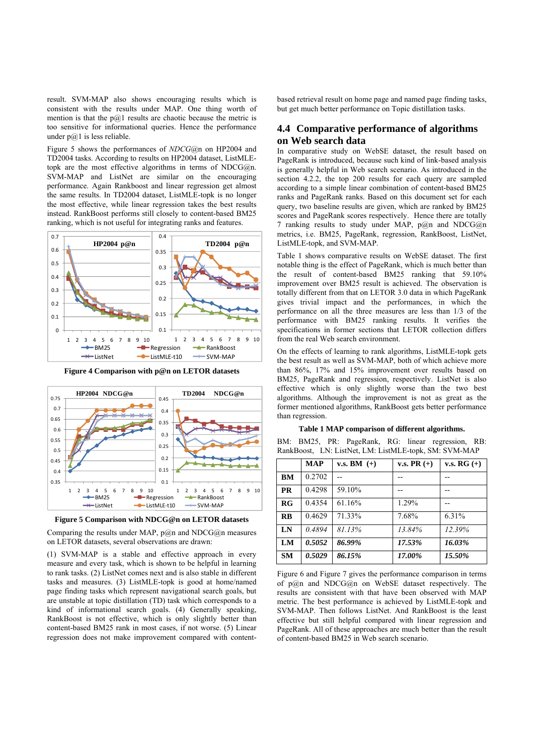result. SVM-MAP also shows encouraging results which is consistent with the results under MAP. One thing worth of mention is that the p@1 results are chaotic because the metric is too sensitive for informational queries. Hence the performance under p@1 is less reliable.

Figure 5 shows the performances of *NDCG*@n on HP2004 and TD2004 tasks. According to results on HP2004 dataset, ListMLE-topk are the most effective algorithms in terms of NDCG@n. SVM-MAP and ListNet are similar on the encouraging performance. Again Rankboost and linear regression get almost the same results. In TD2004 dataset, ListMLE-topk is no longer the most effective, while linear regression takes the best results instead. RankBoost performs still closely to content-based BM25 ranking, which is not useful for integrating ranks and features.

**Figure 4 Comparison with p@n on LETOR datasets**

**Figure 5 Comparison with NDCG@n on LETOR datasets**

Comparing the results under MAP, p@n and NDCG@n measures on LETOR datasets, several observations are drawn:

(1) SVM-MAP is a stable and effective approach in every measure and every task, which is shown to be helpful in learning to rank tasks. (2) ListNet comes next and is also stable in different tasks and measures. (3) ListMLE-topk is good at home/named page finding tasks which represent navigational search goals, but are unstable at topic distillation (TD) task which corresponds to a kind of informational search goals. (4) Generally speaking, RankBoost is not effective, which is only slightly better than content-based BM25 rank in most cases, if not worse. (5) Linear regression does not make improvement compared with content-based retrieval result on home page and named page finding tasks, but get much better performance on Topic distillation tasks.

## 4.4 Comparative performance of algorithms on Web search data

In comparative study on WebSE dataset, the result based on PageRank is introduced, because such kind of link-based analysis is generally helpful in Web search scenario. As introduced in the section 4.2.2, the top 200 results for each query are sampled according to a simple linear combination of content-based BM25 ranks and PageRank ranks. Based on this document set for each query, two baseline results are given, which are ranked by BM25 scores and PageRank scores respectively. Hence there are totally 7 ranking results to study under MAP, p@n and NDCG@n metrics, i.e. BM25, PageRank, regression, RankBoost, ListNet, ListMLE-topk, and SVM-MAP.

Table 1 shows comparative results on WebSE dataset. The first notable thing is the effect of PageRank, which is much better than the result of content-based BM25 ranking that 59.10% improvement over BM25 result is achieved. The observation is totally different from that on LETOR 3.0 data in which PageRank gives trivial impact and the performances, in which the performance on all the three measures are less than 1/3 of the performance with BM25 ranking results. It verifies the specifications in former sections that LETOR collection differs from the real Web search environment.

On the effects of learning to rank algorithms, ListMLE-topk gets the best result as well as SVM-MAP, both of which achieve more than 86%, 17% and 15% improvement over results based on BM25, PageRank and regression, respectively. ListNet is also effective which is only slightly worse than the two best algorithms. Although the improvement is not as great as the former mentioned algorithms, RankBoost gets better performance than regression.

**Table 1 MAP comparison of different algorithms.**

BM: BM25, PR: PageRank, RG: linear regression, RB: RankBoost, LN: ListNet, LM: ListMLE-topk, SM: SVM-MAP

| | MAP | v.s. BM (+) | v.s. PR (+) | v.s. RG (+) |
|---|---|---|---|---|
| **BM** | 0.2702 | -- | -- | -- |
| **PR** | 0.4298 | 59.10% | -- | -- |
| **RG** | 0.4354 | 61.16% | 1.29% | -- |
| **RB** | 0.4629 | 71.33% | 7.68% | 6.31% |
| **LN** | *0.4894* | *81.13%* | *13.84%* | *12.39%* |
| **LM** | ***0.5052*** | ***86.99%*** | ***17.53%*** | ***16.03%*** |
| **SM** | ***0.5029*** | ***86.15%*** | ***17.00%*** | ***15.50%*** |

Figure 6 and Figure 7 gives the performance comparison in terms of p@n and NDCG@n on WebSE dataset respectively. The results are consistent with that have been observed with MAP metric. The best performance is achieved by ListMLE-topk and SVM-MAP. Then follows ListNet. And RankBoost is the least effective but still helpful compared with linear regression and PageRank. All of these approaches are much better than the result of content-based BM25 in Web search scenario.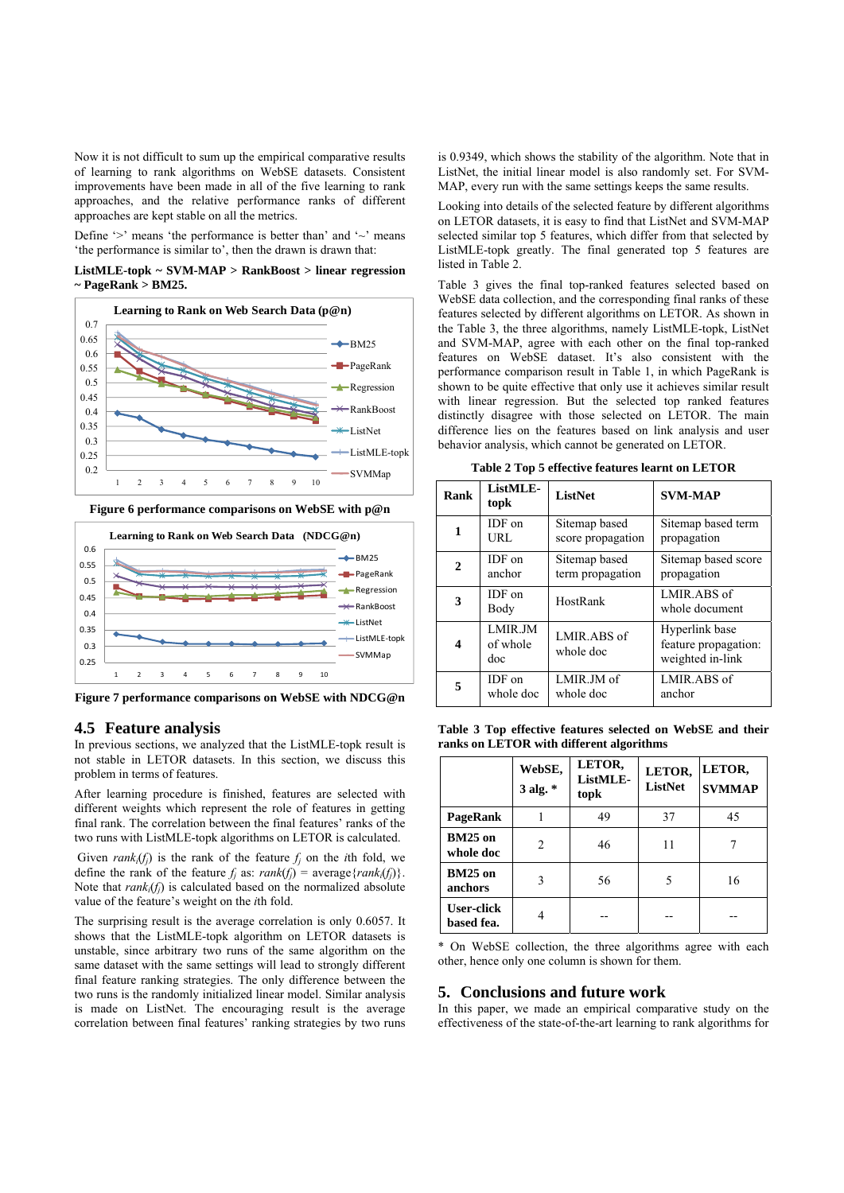Now it is not difficult to sum up the empirical comparative results of learning to rank algorithms on WebSE datasets. Consistent improvements have been made in all of the five learning to rank approaches, and the relative performance ranks of different approaches are kept stable on all the metrics.

Define '>' means 'the performance is better than' and '~' means 'the performance is similar to', then the drawn is drawn that:

**ListMLE-topk ~ SVM-MAP > RankBoost > linear regression ~ PageRank > BM25.**

Figure 6 performance comparisons on WebSE with p@n

Figure 7 performance comparisons on WebSE with NDCG@n

## 4.5 Feature analysis

In previous sections, we analyzed that the ListMLE-topk result is not stable in LETOR datasets. In this section, we discuss this problem in terms of features.

After learning procedure is finished, features are selected with different weights which represent the role of features in getting final rank. The correlation between the final features' ranks of the two runs with ListMLE-topk algorithms on LETOR is calculated.

Given $rank_i(f_j)$ is the rank of the feature $f_j$ on the $i$th fold, we define the rank of the feature $f_j$ as: $rank(f_j)$ = average$\{rank_i(f_j)\}$. Note that $rank_i(f_j)$ is calculated based on the normalized absolute value of the feature's weight on the $i$th fold.

The surprising result is the average correlation is only 0.6057. It shows that the ListMLE-topk algorithm on LETOR datasets is unstable, since arbitrary two runs of the same algorithm on the same dataset with the same settings will lead to strongly different final feature ranking strategies. The only difference between the two runs is the randomly initialized linear model. Similar analysis is made on ListNet. The encouraging result is the average correlation between final features' ranking strategies by two runs is 0.9349, which shows the stability of the algorithm. Note that in ListNet, the initial linear model is also randomly set. For SVM-MAP, every run with the same settings keeps the same results.

Looking into details of the selected feature by different algorithms on LETOR datasets, it is easy to find that ListNet and SVM-MAP selected similar top 5 features, which differ from that selected by ListMLE-topk greatly. The final generated top 5 features are listed in Table 2.

Table 3 gives the final top-ranked features selected based on WebSE data collection, and the corresponding final ranks of these features selected by different algorithms on LETOR. As shown in the Table 3, the three algorithms, namely ListMLE-topk, ListNet and SVM-MAP, agree with each other on the final top-ranked features on WebSE dataset. It's also consistent with the performance comparison result in Table 1, in which PageRank is shown to be quite effective that only use it achieves similar result with linear regression. But the selected top ranked features distinctly disagree with those selected on LETOR. The main difference lies on the features based on link analysis and user behavior analysis, which cannot be generated on LETOR.

**Table 2 Top 5 effective features learnt on LETOR**

| Rank | ListMLE-topk | ListNet | SVM-MAP |
|---|---|---|---|
| 1 | IDF on URL | Sitemap based score propagation | Sitemap based term propagation |
| 2 | IDF on anchor | Sitemap based term propagation | Sitemap based score propagation |
| 3 | IDF on Body | HostRank | LMIR.ABS of whole document |
| 4 | LMIR.JM of whole doc | LMIR.ABS of whole doc | Hyperlink base feature propagation: weighted in-link |
| 5 | IDF on whole doc | LMIR.JM of whole doc | LMIR.ABS of anchor |

**Table 3 Top effective features selected on WebSE and their ranks on LETOR with different algorithms**

| | WebSE, 3 alg. * | LETOR, ListMLE-topk | LETOR, ListNet | LETOR, SVMMAP |
|---|---|---|---|---|
| **PageRank** | 1 | 49 | 37 | 45 |
| **BM25 on whole doc** | 2 | 46 | 11 | 7 |
| **BM25 on anchors** | 3 | 56 | 5 | 16 |
| **User-click based fea.** | 4 | -- | -- | -- |

\* On WebSE collection, the three algorithms agree with each other, hence only one column is shown for them.

## 5. Conclusions and future work

In this paper, we made an empirical comparative study on the effectiveness of the state-of-the-art learning to rank algorithms for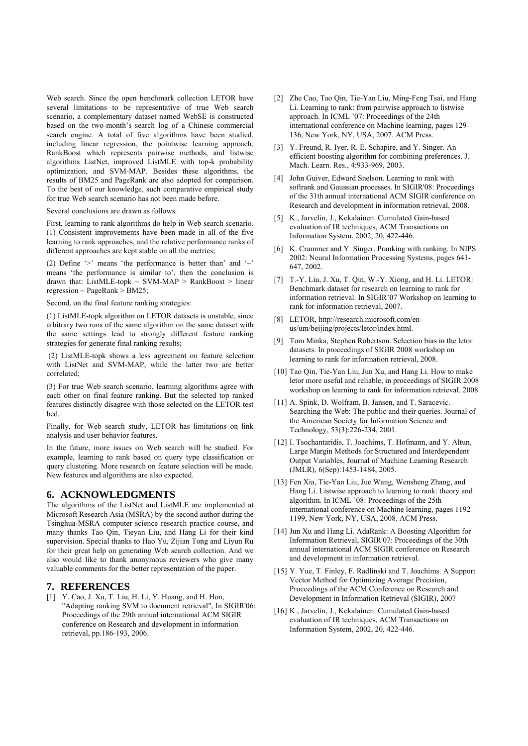Web search. Since the open benchmark collection LETOR have several limitations to be representative of true Web search scenario, a complementary dataset named WebSE is constructed based on the two-month's search log of a Chinese commercial search engine. A total of five algorithms have been studied, including linear regression, the pointwise learning approach, RankBoost which represents pairwise methods, and listwise algorithms ListNet, improved ListMLE with top-k probability optimization, and SVM-MAP. Besides these algorithms, the results of BM25 and PageRank are also adopted for comparison. To the best of our knowledge, such comparative empirical study for true Web search scenario has not been made before.

Several conclusions are drawn as follows.

First, learning to rank algorithms do help in Web search scenario. (1) Consistent improvements have been made in all of the five learning to rank approaches, and the relative performance ranks of different approaches are kept stable on all the metrics;

(2) Define '>' means 'the performance is better than' and '~' means 'the performance is similar to', then the conclusion is drawn that: ListMLE-topk ~ SVM-MAP > RankBoost > linear regression ~ PageRank > BM25;

Second, on the final feature ranking strategies:

(1) ListMLE-topk algorithm on LETOR datasets is unstable, since arbitrary two runs of the same algorithm on the same dataset with the same settings lead to strongly different feature ranking strategies for generate final ranking results;

(2) ListMLE-topk shows a less agreement on feature selection with ListNet and SVM-MAP, while the latter two are better correlated;

(3) For true Web search scenario, learning algorithms agree with each other on final feature ranking. But the selected top ranked features distinctly disagree with those selected on the LETOR test bed.

Finally, for Web search study, LETOR has limitations on link analysis and user behavior features.

In the future, more issues on Web search will be studied. For example, learning to rank based on query type classification or query clustering. More research on feature selection will be made. New features and algorithms are also expected.

## 6. ACKNOWLEDGMENTS

The algorithms of the ListNet and ListMLE are implemented at Microsoft Research Asia (MSRA) by the second author during the Tsinghua-MSRA computer science research practice course, and many thanks Tao Qin, Tieyan Liu, and Hang Li for their kind supervision. Special thanks to Hao Yu, Zijian Tong and Liyun Ru for their great help on generating Web search collection. And we also would like to thank anonymous reviewers who give many valuable comments for the better representation of the paper.

## 7. REFERENCES

[1] Y. Cao, J. Xu, T. Liu, H. Li, Y. Huang, and H. Hon, "Adapting ranking SVM to document retrieval", In SIGIR'06: Proceedings of the 29th annual international ACM SIGIR conference on Research and development in information retrieval, pp.186-193, 2006.

[2] Zhe Cao, Tao Qin, Tie-Yan Liu, Ming-Feng Tsai, and Hang Li. Learning to rank: from pairwise approach to listwise approach. In ICML '07: Proceedings of the 24th international conference on Machine learning, pages 129–136, New York, NY, USA, 2007. ACM Press.

[3] Y. Freund, R. Iyer, R. E. Schapire, and Y. Singer. An efficient boosting algorithm for combining preferences. J. Mach. Learn. Res., 4:933-969, 2003.

[4] John Guiver, Edward Snelson. Learning to rank with softrank and Gaussian processes. In SIGIR'08: Proceedings of the 31th annual international ACM SIGIR conference on Research and development in information retrieval, 2008.

[5] K., Jarvelin, J., Kekalainen. Cumulated Gain-based evaluation of IR techniques, ACM Transactions on Information System, 2002, 20, 422-446.

[6] K. Crammer and Y. Singer. Pranking with ranking. In NIPS 2002: Neural Information Processing Systems, pages 641-647, 2002.

[7] T.-Y. Liu, J. Xu, T. Qin, W.-Y. Xiong, and H. Li. LETOR: Benchmark dataset for research on learning to rank for information retrieval. In SIGIR'07 Workshop on learning to rank for information retrieval, 2007.

[8] LETOR, http://research.microsoft.com/en-us/um/beijing/projects/letor/index.html.

[9] Tom Minka, Stephen Robertson. Selection bias in the letor datasets. In proceedings of SIGIR 2008 workshop on learning to rank for information retrieval, 2008.

[10] Tao Qin, Tie-Yan Liu, Jun Xu, and Hang Li. How to make letor more useful and reliable, in proceedings of SIGIR 2008 workshop on learning to rank for information retrieval. 2008

[11] A. Spink, D. Wolfram, B. Jansen, and T. Saracevic. Searching the Web: The public and their queries. Journal of the American Society for Information Science and Technology, 53(3):226-234, 2001.

[12] I. Tsochantaridis, T. Joachims, T. Hofmann, and Y. Altun, Large Margin Methods for Structured and Interdependent Output Variables, Journal of Machine Learning Research (JMLR), 6(Sep):1453-1484, 2005.

[13] Fen Xia, Tie-Yan Liu, Jue Wang, Wensheng Zhang, and Hang Li. Listwise approach to learning to rank: theory and algorithm. In ICML '08: Proceedings of the 25th international conference on Machine learning, pages 1192–1199, New York, NY, USA, 2008. ACM Press.

[14] Jun Xu and Hang Li. AdaRank: A Boosting Algorithm for Information Retrieval, SIGIR'07: Proceedings of the 30th annual international ACM SIGIR conference on Research and development in information retrieval.

[15] Y. Yue, T. Finley, F. Radlinski and T. Joachims. A Support Vector Method for Optimizing Average Precision, Proceedings of the ACM Conference on Research and Development in Information Retrieval (SIGIR), 2007

[16] K., Jarvelin, J., Kekalainen. Cumulated Gain-based evaluation of IR techniques, ACM Transactions on Information System, 2002, 20, 422-446.